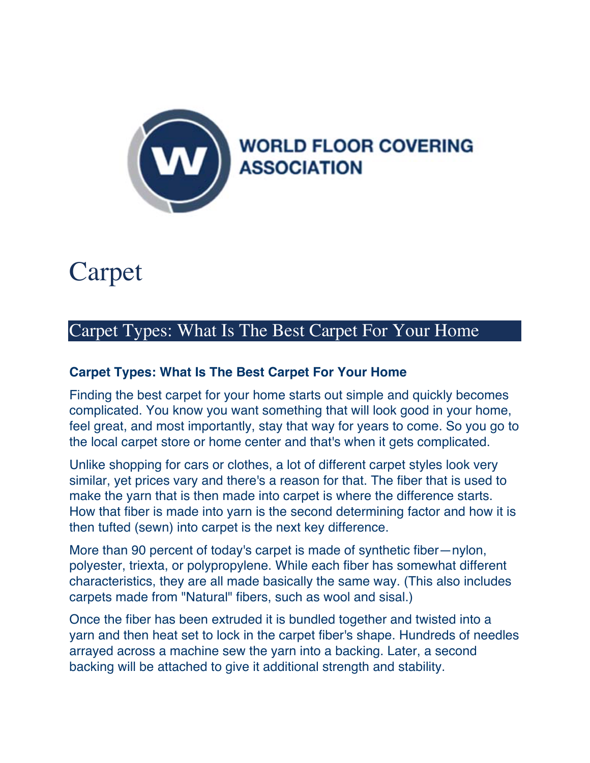WORLD FLOOR COVERING ASSOCIATION

# Carpet

## Carpet Types: What Is The Best Carpet For Your Home

### Carpet Types: What Is The Best Carpet For Your Home

Finding the best carpet for your home starts out simple and quickly becomes complicated. You know you want something that will look good in your home, feel great, and most importantly, stay that way for years to come. So you go to the local carpet store or home center and that's when it gets complicated.

Unlike shopping for cars or clothes, a lot of different carpet styles look very similar, yet prices vary and there's a reason for that. The fiber that is used to make the yarn that is then made into carpet is where the difference starts. How that fiber is made into yarn is the second determining factor and how it is then tufted (sewn) into carpet is the next key difference.

More than 90 percent of today's carpet is made of synthetic fiber—nylon, polyester, triexta, or polypropylene. While each fiber has somewhat different characteristics, they are all made basically the same way. (This also includes carpets made from "Natural" fibers, such as wool and sisal.)

Once the fiber has been extruded it is bundled together and twisted into a yarn and then heat set to lock in the carpet fiber's shape. Hundreds of needles arrayed across a machine sew the yarn into a backing. Later, a second backing will be attached to give it additional strength and stability.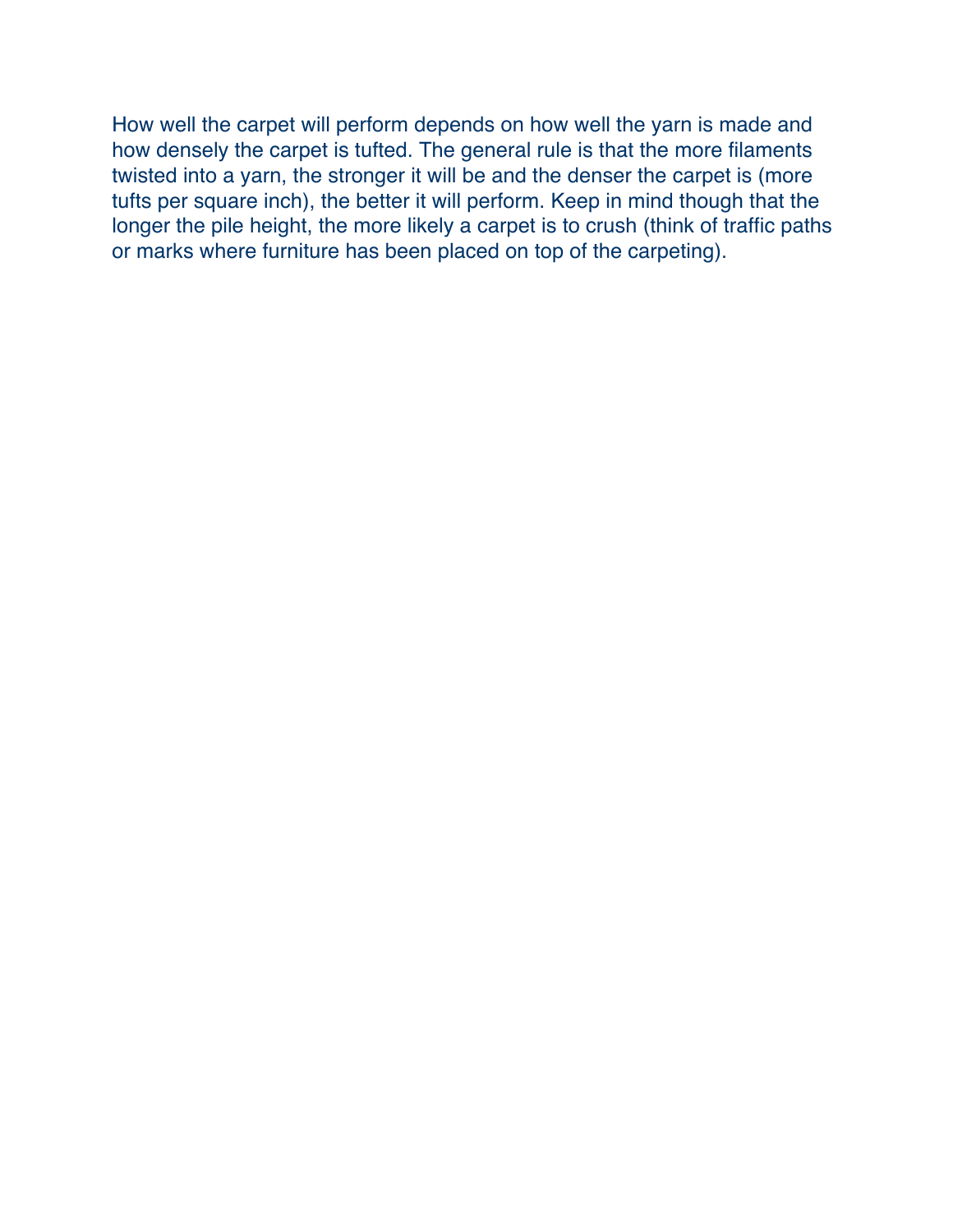How well the carpet will perform depends on how well the yarn is made and how densely the carpet is tufted. The general rule is that the more filaments twisted into a yarn, the stronger it will be and the denser the carpet is (more tufts per square inch), the better it will perform. Keep in mind though that the longer the pile height, the more likely a carpet is to crush (think of traffic paths or marks where furniture has been placed on top of the carpeting).